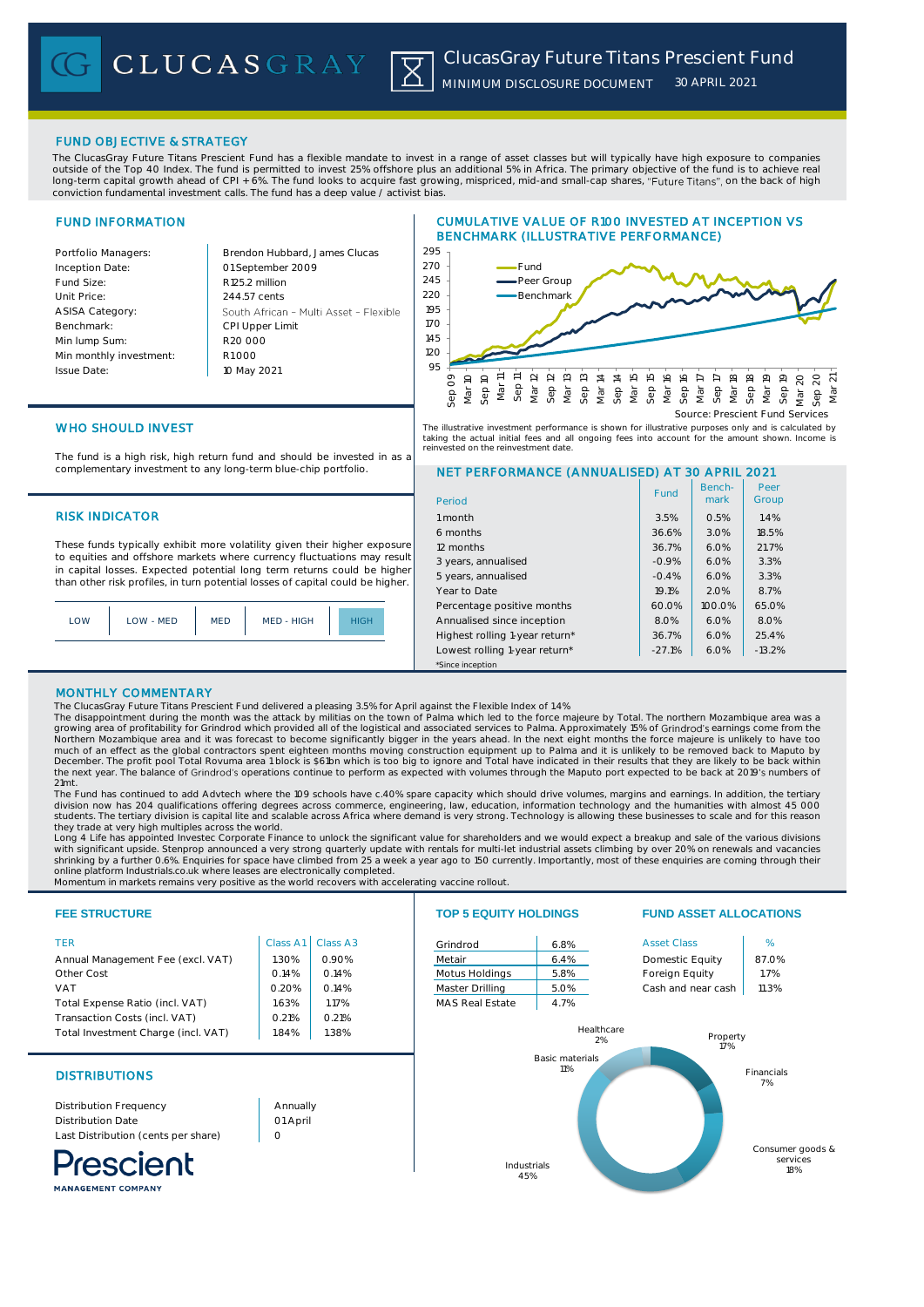# CLUCASGRAY

## ClucasGray Future Titans Prescient Fund

MINIMUM DISCLOSURE DOCUMENT 30 APRIL 2021

## FUND OBJECTIVE & STRATEGY

The ClucasGray Future Titans Prescient Fund has a flexible mandate to invest in a range of asset classes but will typically have high exposure to companies outside of the Top 40 Index. The fund is permitted to invest 25% offshore plus an additional 5% in Africa. The primary objective of the fund is to achieve real long-term capital growth ahead of CPI + 6%. The fund looks to acquire fast growing, mispriced, mid-and small-cap shares, "Future Titans", on the back of high conviction fundamental investment calls. The fund has a deep value / activist bias.

## FUND INFORMATION

| | |
|---|---|
| Portfolio Managers: | Brendon Hubbard, James Clucas |
| Inception Date: | 01 September 2009 |
| Fund Size: | R125.2 million |
| Unit Price: | 244.57 cents |
| ASISA Category: | South African – Multi Asset – Flexible |
| Benchmark: | CPI Upper Limit |
| Min lump Sum: | R20 000 |
| Min monthly investment: | R1 000 |
| Issue Date: | 10 May 2021 |

## CUMULATIVE VALUE OF R100 INVESTED AT INCEPTION VS BENCHMARK (ILLUSTRATIVE PERFORMANCE)

Source: Prescient Fund Services

The illustrative investment performance is shown for illustrative purposes only and is calculated by taking the actual initial fees and all ongoing fees into account for the amount shown. Income is reinvested on the reinvestment date.

## WHO SHOULD INVEST

The fund is a high risk, high return fund and should be invested in as a complementary investment to any long-term blue-chip portfolio.

## RISK INDICATOR

These funds typically exhibit more volatility given their higher exposure to equities and offshore markets where currency fluctuations may result in capital losses. Expected potential long term returns could be higher than other risk profiles, in turn potential losses of capital could be higher.

| LOW | LOW - MED | MED | MED - HIGH | **HIGH** |
|---|---|---|---|---|

## NET PERFORMANCE (ANNUALISED) AT 30 APRIL 2021

| Period | Fund | Benchmark | Peer Group |
|---|---|---|---|
| 1 month | 3.5% | 0.5% | 1.4% |
| 6 months | 36.6% | 3.0% | 18.5% |
| 12 months | 36.7% | 6.0% | 21.7% |
| 3 years, annualised | -0.9% | 6.0% | 3.3% |
| 5 years, annualised | -0.4% | 6.0% | 3.3% |
| Year to Date | 19.1% | 2.0% | 8.7% |
| Percentage positive months | 60.0% | 100.0% | 65.0% |
| Annualised since inception | 8.0% | 6.0% | 8.0% |
| Highest rolling 1-year return* | 36.7% | 6.0% | 25.4% |
| Lowest rolling 1-year return* | -27.1% | 6.0% | -13.2% |

*Since inception

## MONTHLY COMMENTARY

The ClucasGray Future Titans Prescient Fund delivered a pleasing 3.5% for April against the Flexible Index of 1.4%

The disappointment during the month was the attack by militias on the town of Palma which led to the force majeure by Total. The northern Mozambique area was a growing area of profitability for Grindrod which provided all of the logistical and associated services to Palma. Approximately 15% of Grindrod's earnings come from the Northern Mozambique area and it was forecast to become significantly bigger in the years ahead. In the next eight months the force majeure is unlikely to have too much of an effect as the global contractors spent eighteen months moving construction equipment up to Palma and it is unlikely to be removed back to Maputo by December. The profit pool Total Rovuma area 1 block is $61bn which is too big to ignore and Total have indicated in their results that they are likely to be back within the next year. The balance of Grindrod's operations continue to perform as expected with volumes through the Maputo port expected to be back at 2019's numbers of 21mt.

The Fund has continued to add Advtech where the 109 schools have c.40% spare capacity which should drive volumes, margins and earnings. In addition, the tertiary division now has 204 qualifications offering degrees across commerce, engineering, law, education, information technology and the humanities with almost 45 000 students. The tertiary division is capital lite and scalable across Africa where demand is very strong. Technology is allowing these businesses to scale and for this reason they trade at very high multiples across the world.

Long 4 Life has appointed Investec Corporate Finance to unlock the significant value for shareholders and we would expect a breakup and sale of the various divisions with significant upside. Stenprop announced a very strong quarterly update with rentals for multi-let industrial assets climbing by over 20% on renewals and vacancies shrinking by a further 0.6%. Enquiries for space have climbed from 25 a week a year ago to 150 currently. Importantly, most of these enquiries are coming through their online platform Industrials.co.uk where leases are electronically completed.

Momentum in markets remains very positive as the world recovers with accelerating vaccine rollout.

## FEE STRUCTURE

| TER | Class A1 | Class A3 |
|---|---|---|
| Annual Management Fee (excl. VAT) | 1.30% | 0.90% |
| Other Cost | 0.14% | 0.14% |
| VAT | 0.20% | 0.14% |
| Total Expense Ratio (incl. VAT) | 1.63% | 1.17% |
| Transaction Costs (incl. VAT) | 0.21% | 0.21% |
| Total Investment Charge (incl. VAT) | 1.84% | 1.38% |

## TOP 5 EQUITY HOLDINGS

| | |
|---|---|
| Grindrod | 6.8% |
| Metair | 6.4% |
| Motus Holdings | 5.8% |
| Master Drilling | 5.0% |
| MAS Real Estate | 4.7% |

## FUND ASSET ALLOCATIONS

| Asset Class | % |
|---|---|
| Domestic Equity | 87.0% |
| Foreign Equity | 1.7% |
| Cash and near cash | 11.3% |

Sector allocation: Industrials 45%, Consumer goods & services 18%, Property 17%, Basic materials 11%, Financials 7%, Healthcare 2%

## DISTRIBUTIONS

| | |
|---|---|
| Distribution Frequency | Annually |
| Distribution Date | 01 April |
| Last Distribution (cents per share) | 0 |

Prescient MANAGEMENT COMPANY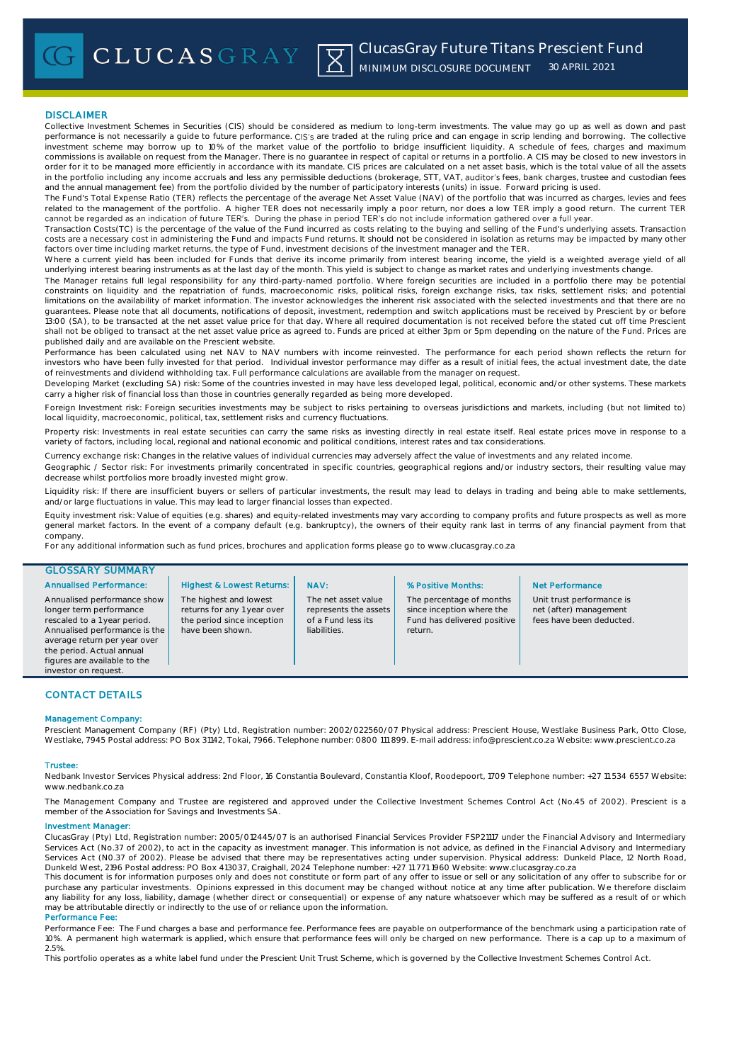# ClucasGray Future Titans Prescient Fund

MINIMUM DISCLOSURE DOCUMENT 30 APRIL 2021

## DISCLAIMER

Collective Investment Schemes in Securities (CIS) should be considered as medium to long-term investments. The value may go up as well as down and past performance is not necessarily a guide to future performance. CIS's are traded at the ruling price and can engage in scrip lending and borrowing. The collective investment scheme may borrow up to 10% of the market value of the portfolio to bridge insufficient liquidity. A schedule of fees, charges and maximum commissions is available on request from the Manager. There is no guarantee in respect of capital or returns in a portfolio. A CIS may be closed to new investors in order for it to be managed more efficiently in accordance with its mandate. CIS prices are calculated on a net asset basis, which is the total value of all the assets in the portfolio including any income accruals and less any permissible deductions (brokerage, STT, VAT, auditor's fees, bank charges, trustee and custodian fees and the annual management fee) from the portfolio divided by the number of participatory interests (units) in issue. Forward pricing is used.

The Fund's Total Expense Ratio (TER) reflects the percentage of the average Net Asset Value (NAV) of the portfolio that was incurred as charges, levies and fees related to the management of the portfolio. A higher TER does not necessarily imply a poor return, nor does a low TER imply a good return. The current TER cannot be regarded as an indication of future TER's. During the phase in period TER's do not include information gathered over a full year.

Transaction Costs(TC) is the percentage of the value of the Fund incurred as costs relating to the buying and selling of the Fund's underlying assets. Transaction costs are a necessary cost in administering the Fund and impacts Fund returns. It should not be considered in isolation as returns may be impacted by many other factors over time including market returns, the type of Fund, investment decisions of the investment manager and the TER.

Where a current yield has been included for Funds that derive its income primarily from interest bearing income, the yield is a weighted average yield of all underlying interest bearing instruments as at the last day of the month. This yield is subject to change as market rates and underlying investments change.

The Manager retains full legal responsibility for any third-party-named portfolio. Where foreign securities are included in a portfolio there may be potential constraints on liquidity and the repatriation of funds, macroeconomic risks, political risks, foreign exchange risks, tax risks, settlement risks; and potential limitations on the availability of market information. The investor acknowledges the inherent risk associated with the selected investments and that there are no guarantees. Please note that all documents, notifications of deposit, investment, redemption and switch applications must be received by Prescient by or before 13:00 (SA), to be transacted at the net asset value price for that day. Where all required documentation is not received before the stated cut off time Prescient shall not be obliged to transact at the net asset value price as agreed to. Funds are priced at either 3pm or 5pm depending on the nature of the Fund. Prices are published daily and are available on the Prescient website.

Performance has been calculated using net NAV to NAV numbers with income reinvested. The performance for each period shown reflects the return for investors who have been fully invested for that period. Individual investor performance may differ as a result of initial fees, the actual investment date, the date of reinvestments and dividend withholding tax. Full performance calculations are available from the manager on request.

Developing Market (excluding SA) risk: Some of the countries invested in may have less developed legal, political, economic and/or other systems. These markets carry a higher risk of financial loss than those in countries generally regarded as being more developed.

Foreign Investment risk: Foreign securities investments may be subject to risks pertaining to overseas jurisdictions and markets, including (but not limited to) local liquidity, macroeconomic, political, tax, settlement risks and currency fluctuations.

Property risk: Investments in real estate securities can carry the same risks as investing directly in real estate itself. Real estate prices move in response to a variety of factors, including local, regional and national economic and political conditions, interest rates and tax considerations.

Currency exchange risk: Changes in the relative values of individual currencies may adversely affect the value of investments and any related income.

Geographic / Sector risk: For investments primarily concentrated in specific countries, geographical regions and/or industry sectors, their resulting value may decrease whilst portfolios more broadly invested might grow.

Liquidity risk: If there are insufficient buyers or sellers of particular investments, the result may lead to delays in trading and being able to make settlements, and/or large fluctuations in value. This may lead to larger financial losses than expected.

Equity investment risk: Value of equities (e.g. shares) and equity-related investments may vary according to company profits and future prospects as well as more general market factors. In the event of a company default (e.g. bankruptcy), the owners of their equity rank last in terms of any financial payment from that company.

For any additional information such as fund prices, brochures and application forms please go to www.clucasgray.co.za

## GLOSSARY SUMMARY

**Annualised Performance:** Annualised performance show longer term performance rescaled to a 1 year period. Annualised performance is the average return per year over the period. Actual annual figures are available to the investor on request.

**Highest & Lowest Returns:** The highest and lowest returns for any 1 year over the period since inception have been shown.

**NAV:** The net asset value represents the assets of a Fund less its liabilities.

**% Positive Months:** The percentage of months since inception where the Fund has delivered positive return.

**Net Performance:** Unit trust performance is net (after) management fees have been deducted.

## CONTACT DETAILS

### Management Company:

Prescient Management Company (RF) (Pty) Ltd, Registration number: 2002/022560/07 Physical address: Prescient House, Westlake Business Park, Otto Close, Westlake, 7945 Postal address: PO Box 31142, Tokai, 7966. Telephone number: 0800 111 899. E-mail address: info@prescient.co.za Website: www.prescient.co.za

### Trustee:

Nedbank Investor Services Physical address: 2nd Floor, 16 Constantia Boulevard, Constantia Kloof, Roodepoort, 1709 Telephone number: +27 11 534 6557 Website: www.nedbank.co.za

The Management Company and Trustee are registered and approved under the Collective Investment Schemes Control Act (No.45 of 2002). Prescient is a member of the Association for Savings and Investments SA.

### Investment Manager:

ClucasGray (Pty) Ltd, Registration number: 2005/012445/07 is an authorised Financial Services Provider FSP21117 under the Financial Advisory and Intermediary Services Act (No.37 of 2002), to act in the capacity as investment manager. This information is not advice, as defined in the Financial Advisory and Intermediary Services Act (N0.37 of 2002). Please be advised that there may be representatives acting under supervision. Physical address: Dunkeld Place, 12 North Road, Dunkeld West, 2196 Postal address: PO Box 413037, Craighall, 2024 Telephone number: +27 11 771 1960 Website: www.clucasgray.co.za

This document is for information purposes only and does not constitute or form part of any offer to issue or sell or any solicitation of any offer to subscribe for or purchase any particular investments. Opinions expressed in this document may be changed without notice at any time after publication. We therefore disclaim any liability for any loss, liability, damage (whether direct or consequential) or expense of any nature whatsoever which may be suffered as a result of or which may be attributable directly or indirectly to the use of or reliance upon the information.

### Performance Fee:

Performance Fee: The Fund charges a base and performance fee. Performance fees are payable on outperformance of the benchmark using a participation rate of 10%. A permanent high watermark is applied, which ensure that performance fees will only be charged on new performance. There is a cap up to a maximum of 2.5%.

This portfolio operates as a white label fund under the Prescient Unit Trust Scheme, which is governed by the Collective Investment Schemes Control Act.